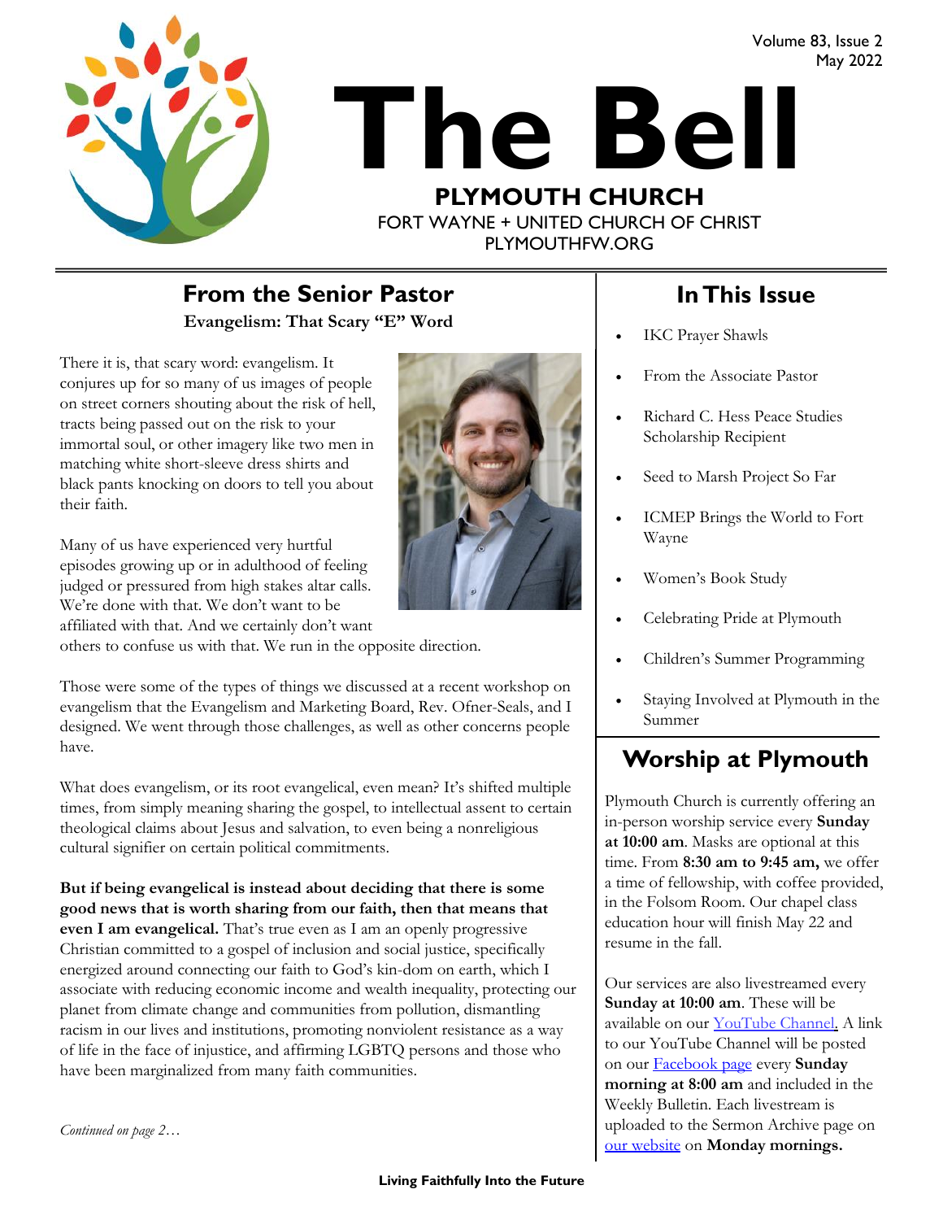# The Bell

**PLYMOUTH CHURCH**

FORT WAYNE + UNITED CHURCH OF CHRIST

PLYMOUTHFW.ORG

Volume 83, Issue 2
May 2022

## From the Senior Pastor

**Evangelism: That Scary "E" Word**

There it is, that scary word: evangelism. It conjures up for so many of us images of people on street corners shouting about the risk of hell, tracts being passed out on the risk to your immortal soul, or other imagery like two men in matching white short-sleeve dress shirts and black pants knocking on doors to tell you about their faith.

Many of us have experienced very hurtful episodes growing up or in adulthood of feeling judged or pressured from high stakes altar calls. We're done with that. We don't want to be affiliated with that. And we certainly don't want others to confuse us with that. We run in the opposite direction.

Those were some of the types of things we discussed at a recent workshop on evangelism that the Evangelism and Marketing Board, Rev. Ofner-Seals, and I designed. We went through those challenges, as well as other concerns people have.

What does evangelism, or its root evangelical, even mean? It's shifted multiple times, from simply meaning sharing the gospel, to intellectual assent to certain theological claims about Jesus and salvation, to even being a nonreligious cultural signifier on certain political commitments.

**But if being evangelical is instead about deciding that there is some good news that is worth sharing from our faith, then that means that even I am evangelical.** That's true even as I am an openly progressive Christian committed to a gospel of inclusion and social justice, specifically energized around connecting our faith to God's kin-dom on earth, which I associate with reducing economic income and wealth inequality, protecting our planet from climate change and communities from pollution, dismantling racism in our lives and institutions, promoting nonviolent resistance as a way of life in the face of injustice, and affirming LGBTQ persons and those who have been marginalized from many faith communities.

*Continued on page 2…*

## In This Issue

- IKC Prayer Shawls
- From the Associate Pastor
- Richard C. Hess Peace Studies Scholarship Recipient
- Seed to Marsh Project So Far
- ICMEP Brings the World to Fort Wayne
- Women's Book Study
- Celebrating Pride at Plymouth
- Children's Summer Programming
- Staying Involved at Plymouth in the Summer

## Worship at Plymouth

Plymouth Church is currently offering an in-person worship service every **Sunday at 10:00 am**. Masks are optional at this time. From **8:30 am to 9:45 am,** we offer a time of fellowship, with coffee provided, in the Folsom Room. Our chapel class education hour will finish May 22 and resume in the fall.

Our services are also livestreamed every **Sunday at 10:00 am**. These will be available on our YouTube Channel. A link to our YouTube Channel will be posted on our Facebook page every **Sunday morning at 8:00 am** and included in the Weekly Bulletin. Each livestream is uploaded to the Sermon Archive page on our website on **Monday mornings.**

Living Faithfully Into the Future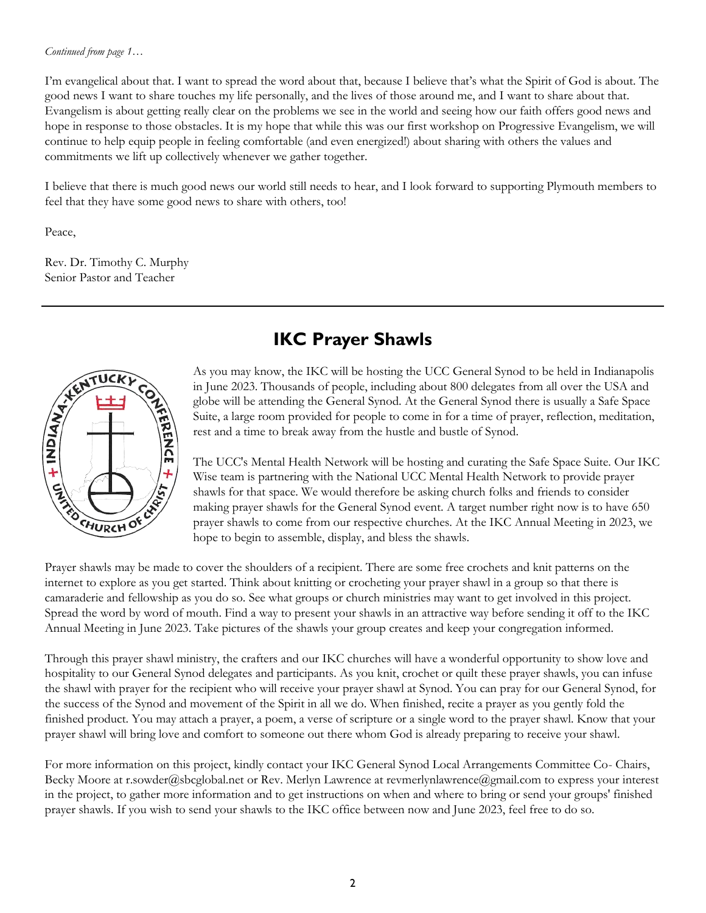*Continued from page 1…*

I'm evangelical about that. I want to spread the word about that, because I believe that's what the Spirit of God is about. The good news I want to share touches my life personally, and the lives of those around me, and I want to share about that. Evangelism is about getting really clear on the problems we see in the world and seeing how our faith offers good news and hope in response to those obstacles. It is my hope that while this was our first workshop on Progressive Evangelism, we will continue to help equip people in feeling comfortable (and even energized!) about sharing with others the values and commitments we lift up collectively whenever we gather together.

I believe that there is much good news our world still needs to hear, and I look forward to supporting Plymouth members to feel that they have some good news to share with others, too!

Peace,

Rev. Dr. Timothy C. Murphy
Senior Pastor and Teacher

---

## IKC Prayer Shawls

As you may know, the IKC will be hosting the UCC General Synod to be held in Indianapolis in June 2023. Thousands of people, including about 800 delegates from all over the USA and globe will be attending the General Synod. At the General Synod there is usually a Safe Space Suite, a large room provided for people to come in for a time of prayer, reflection, meditation, rest and a time to break away from the hustle and bustle of Synod.

The UCC's Mental Health Network will be hosting and curating the Safe Space Suite. Our IKC Wise team is partnering with the National UCC Mental Health Network to provide prayer shawls for that space. We would therefore be asking church folks and friends to consider making prayer shawls for the General Synod event. A target number right now is to have 650 prayer shawls to come from our respective churches. At the IKC Annual Meeting in 2023, we hope to begin to assemble, display, and bless the shawls.

Prayer shawls may be made to cover the shoulders of a recipient. There are some free crochets and knit patterns on the internet to explore as you get started. Think about knitting or crocheting your prayer shawl in a group so that there is camaraderie and fellowship as you do so. See what groups or church ministries may want to get involved in this project. Spread the word by word of mouth. Find a way to present your shawls in an attractive way before sending it off to the IKC Annual Meeting in June 2023. Take pictures of the shawls your group creates and keep your congregation informed.

Through this prayer shawl ministry, the crafters and our IKC churches will have a wonderful opportunity to show love and hospitality to our General Synod delegates and participants. As you knit, crochet or quilt these prayer shawls, you can infuse the shawl with prayer for the recipient who will receive your prayer shawl at Synod. You can pray for our General Synod, for the success of the Synod and movement of the Spirit in all we do. When finished, recite a prayer as you gently fold the finished product. You may attach a prayer, a poem, a verse of scripture or a single word to the prayer shawl. Know that your prayer shawl will bring love and comfort to someone out there whom God is already preparing to receive your shawl.

For more information on this project, kindly contact your IKC General Synod Local Arrangements Committee Co- Chairs, Becky Moore at r.sowder@sbcglobal.net or Rev. Merlyn Lawrence at revmerlynlawrence@gmail.com to express your interest in the project, to gather more information and to get instructions on when and where to bring or send your groups' finished prayer shawls. If you wish to send your shawls to the IKC office between now and June 2023, feel free to do so.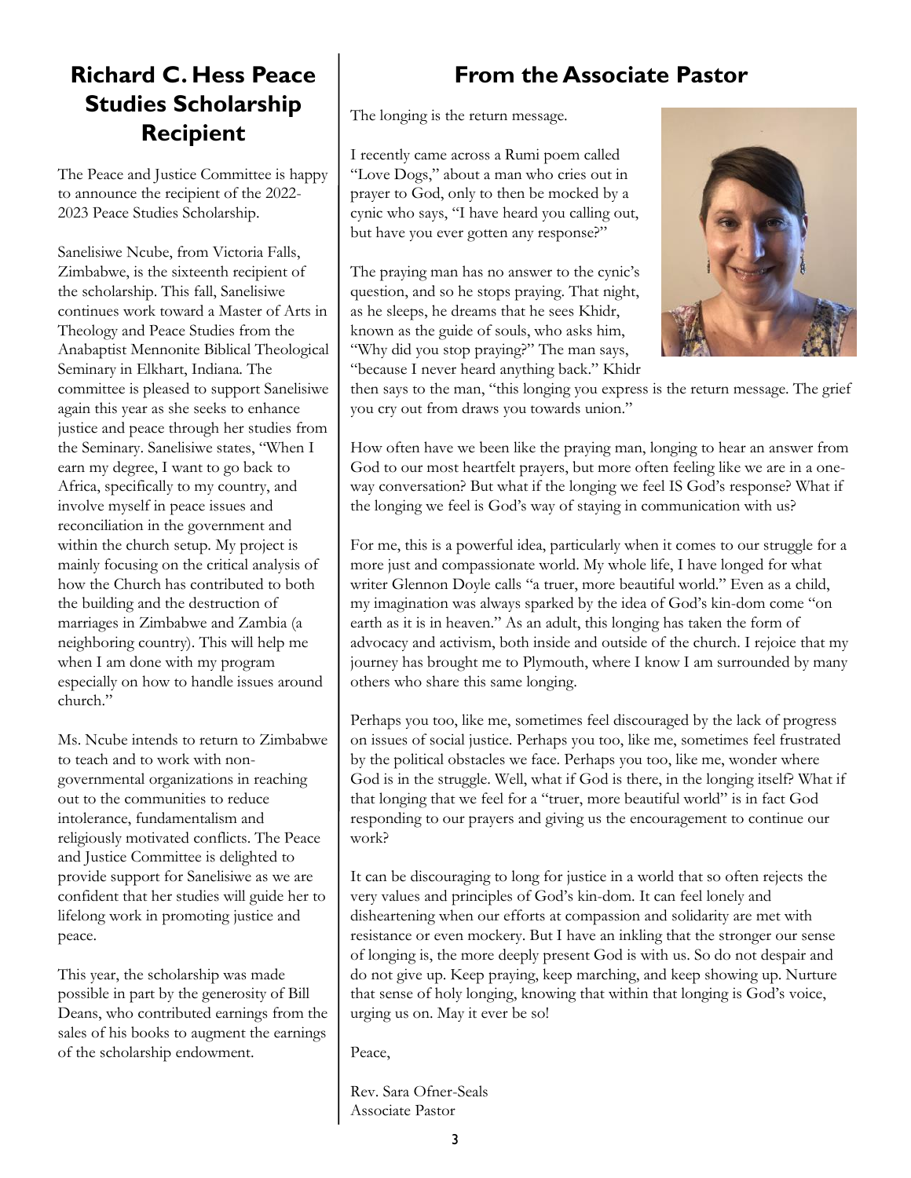## Richard C. Hess Peace Studies Scholarship Recipient

The Peace and Justice Committee is happy to announce the recipient of the 2022-2023 Peace Studies Scholarship.

Sanelisiwe Ncube, from Victoria Falls, Zimbabwe, is the sixteenth recipient of the scholarship. This fall, Sanelisiwe continues work toward a Master of Arts in Theology and Peace Studies from the Anabaptist Mennonite Biblical Theological Seminary in Elkhart, Indiana. The committee is pleased to support Sanelisiwe again this year as she seeks to enhance justice and peace through her studies from the Seminary. Sanelisiwe states, "When I earn my degree, I want to go back to Africa, specifically to my country, and involve myself in peace issues and reconciliation in the government and within the church setup. My project is mainly focusing on the critical analysis of how the Church has contributed to both the building and the destruction of marriages in Zimbabwe and Zambia (a neighboring country). This will help me when I am done with my program especially on how to handle issues around church."

Ms. Ncube intends to return to Zimbabwe to teach and to work with non-governmental organizations in reaching out to the communities to reduce intolerance, fundamentalism and religiously motivated conflicts. The Peace and Justice Committee is delighted to provide support for Sanelisiwe as we are confident that her studies will guide her to lifelong work in promoting justice and peace.

This year, the scholarship was made possible in part by the generosity of Bill Deans, who contributed earnings from the sales of his books to augment the earnings of the scholarship endowment.

## From the Associate Pastor

The longing is the return message.

I recently came across a Rumi poem called "Love Dogs," about a man who cries out in prayer to God, only to then be mocked by a cynic who says, "I have heard you calling out, but have you ever gotten any response?"

The praying man has no answer to the cynic's question, and so he stops praying. That night, as he sleeps, he dreams that he sees Khidr, known as the guide of souls, who asks him, "Why did you stop praying?" The man says, "because I never heard anything back." Khidr then says to the man, "this longing you express is the return message. The grief you cry out from draws you towards union."

How often have we been like the praying man, longing to hear an answer from God to our most heartfelt prayers, but more often feeling like we are in a one-way conversation? But what if the longing we feel IS God's response? What if the longing we feel is God's way of staying in communication with us?

For me, this is a powerful idea, particularly when it comes to our struggle for a more just and compassionate world. My whole life, I have longed for what writer Glennon Doyle calls "a truer, more beautiful world." Even as a child, my imagination was always sparked by the idea of God's kin-dom come "on earth as it is in heaven." As an adult, this longing has taken the form of advocacy and activism, both inside and outside of the church. I rejoice that my journey has brought me to Plymouth, where I know I am surrounded by many others who share this same longing.

Perhaps you too, like me, sometimes feel discouraged by the lack of progress on issues of social justice. Perhaps you too, like me, sometimes feel frustrated by the political obstacles we face. Perhaps you too, like me, wonder where God is in the struggle. Well, what if God is there, in the longing itself? What if that longing that we feel for a "truer, more beautiful world" is in fact God responding to our prayers and giving us the encouragement to continue our work?

It can be discouraging to long for justice in a world that so often rejects the very values and principles of God's kin-dom. It can feel lonely and disheartening when our efforts at compassion and solidarity are met with resistance or even mockery. But I have an inkling that the stronger our sense of longing is, the more deeply present God is with us. So do not despair and do not give up. Keep praying, keep marching, and keep showing up. Nurture that sense of holy longing, knowing that within that longing is God's voice, urging us on. May it ever be so!

Peace,

Rev. Sara Ofner-Seals
Associate Pastor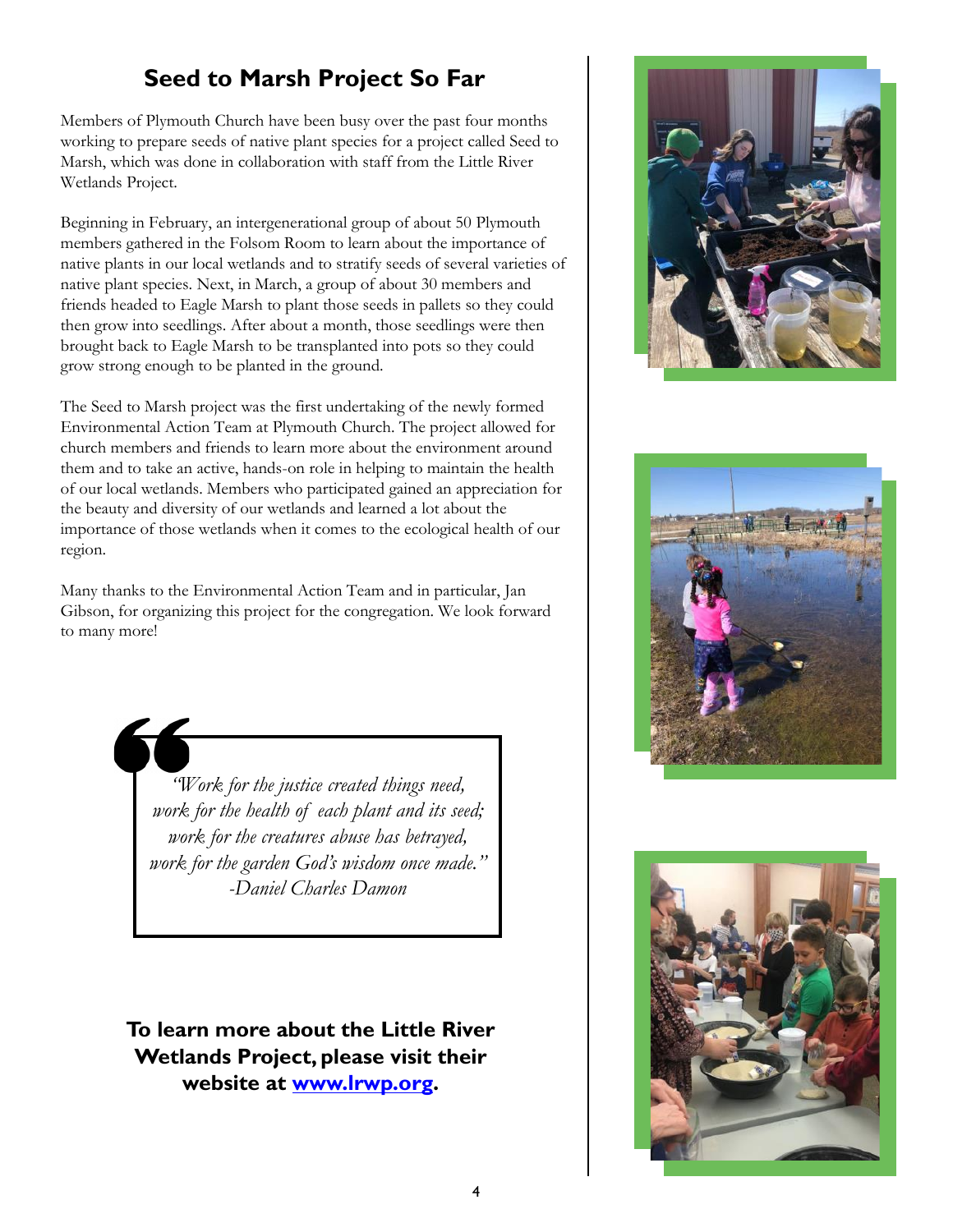## Seed to Marsh Project So Far

Members of Plymouth Church have been busy over the past four months working to prepare seeds of native plant species for a project called Seed to Marsh, which was done in collaboration with staff from the Little River Wetlands Project.

Beginning in February, an intergenerational group of about 50 Plymouth members gathered in the Folsom Room to learn about the importance of native plants in our local wetlands and to stratify seeds of several varieties of native plant species. Next, in March, a group of about 30 members and friends headed to Eagle Marsh to plant those seeds in pallets so they could then grow into seedlings. After about a month, those seedlings were then brought back to Eagle Marsh to be transplanted into pots so they could grow strong enough to be planted in the ground.

The Seed to Marsh project was the first undertaking of the newly formed Environmental Action Team at Plymouth Church. The project allowed for church members and friends to learn more about the environment around them and to take an active, hands-on role in helping to maintain the health of our local wetlands. Members who participated gained an appreciation for the beauty and diversity of our wetlands and learned a lot about the importance of those wetlands when it comes to the ecological health of our region.

Many thanks to the Environmental Action Team and in particular, Jan Gibson, for organizing this project for the congregation. We look forward to many more!

> *"Work for the justice created things need,*
> *work for the health of each plant and its seed;*
> *work for the creatures abuse has betrayed,*
> *work for the garden God's wisdom once made."*
> *-Daniel Charles Damon*

**To learn more about the Little River Wetlands Project, please visit their website at [www.lrwp.org](http://www.lrwp.org).**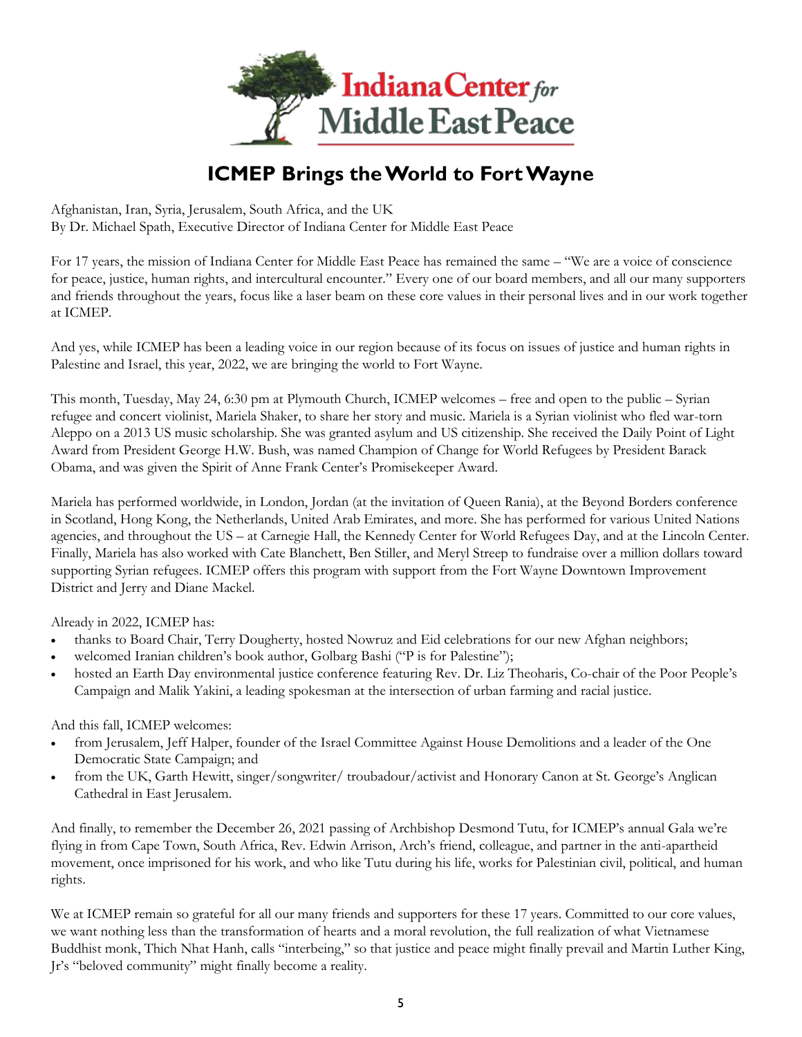# ICMEP Brings the World to Fort Wayne

Afghanistan, Iran, Syria, Jerusalem, South Africa, and the UK
By Dr. Michael Spath, Executive Director of Indiana Center for Middle East Peace

For 17 years, the mission of Indiana Center for Middle East Peace has remained the same – "We are a voice of conscience for peace, justice, human rights, and intercultural encounter." Every one of our board members, and all our many supporters and friends throughout the years, focus like a laser beam on these core values in their personal lives and in our work together at ICMEP.

And yes, while ICMEP has been a leading voice in our region because of its focus on issues of justice and human rights in Palestine and Israel, this year, 2022, we are bringing the world to Fort Wayne.

This month, Tuesday, May 24, 6:30 pm at Plymouth Church, ICMEP welcomes – free and open to the public – Syrian refugee and concert violinist, Mariela Shaker, to share her story and music. Mariela is a Syrian violinist who fled war-torn Aleppo on a 2013 US music scholarship. She was granted asylum and US citizenship. She received the Daily Point of Light Award from President George H.W. Bush, was named Champion of Change for World Refugees by President Barack Obama, and was given the Spirit of Anne Frank Center's Promisekeeper Award.

Mariela has performed worldwide, in London, Jordan (at the invitation of Queen Rania), at the Beyond Borders conference in Scotland, Hong Kong, the Netherlands, United Arab Emirates, and more. She has performed for various United Nations agencies, and throughout the US – at Carnegie Hall, the Kennedy Center for World Refugees Day, and at the Lincoln Center. Finally, Mariela has also worked with Cate Blanchett, Ben Stiller, and Meryl Streep to fundraise over a million dollars toward supporting Syrian refugees. ICMEP offers this program with support from the Fort Wayne Downtown Improvement District and Jerry and Diane Mackel.

Already in 2022, ICMEP has:

- thanks to Board Chair, Terry Dougherty, hosted Nowruz and Eid celebrations for our new Afghan neighbors;
- welcomed Iranian children's book author, Golbarg Bashi ("P is for Palestine");
- hosted an Earth Day environmental justice conference featuring Rev. Dr. Liz Theoharis, Co-chair of the Poor People's Campaign and Malik Yakini, a leading spokesman at the intersection of urban farming and racial justice.

And this fall, ICMEP welcomes:

- from Jerusalem, Jeff Halper, founder of the Israel Committee Against House Demolitions and a leader of the One Democratic State Campaign; and
- from the UK, Garth Hewitt, singer/songwriter/ troubadour/activist and Honorary Canon at St. George's Anglican Cathedral in East Jerusalem.

And finally, to remember the December 26, 2021 passing of Archbishop Desmond Tutu, for ICMEP's annual Gala we're flying in from Cape Town, South Africa, Rev. Edwin Arrison, Arch's friend, colleague, and partner in the anti-apartheid movement, once imprisoned for his work, and who like Tutu during his life, works for Palestinian civil, political, and human rights.

We at ICMEP remain so grateful for all our many friends and supporters for these 17 years. Committed to our core values, we want nothing less than the transformation of hearts and a moral revolution, the full realization of what Vietnamese Buddhist monk, Thich Nhat Hanh, calls "interbeing," so that justice and peace might finally prevail and Martin Luther King, Jr's "beloved community" might finally become a reality.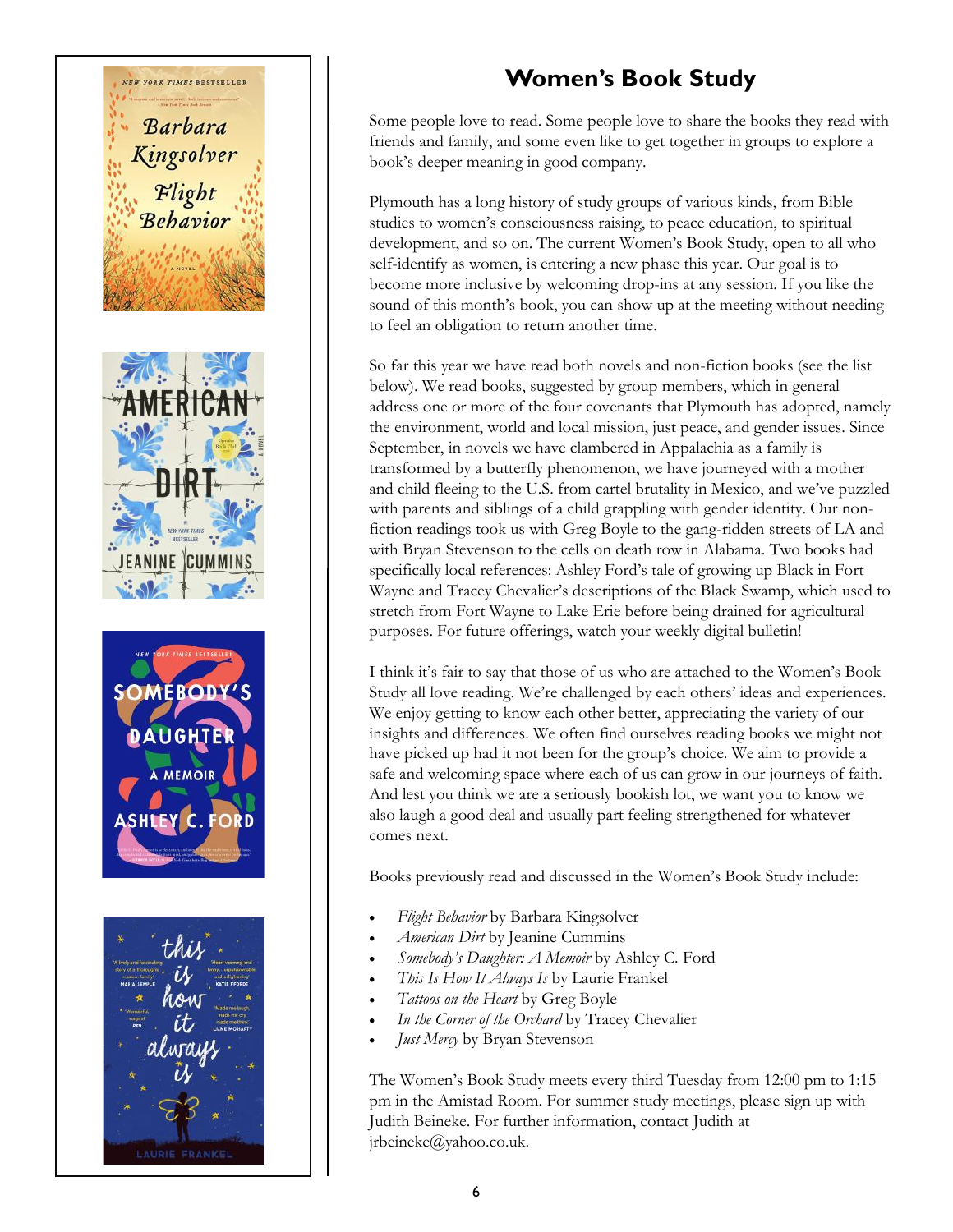## Women's Book Study

Some people love to read. Some people love to share the books they read with friends and family, and some even like to get together in groups to explore a book's deeper meaning in good company.

Plymouth has a long history of study groups of various kinds, from Bible studies to women's consciousness raising, to peace education, to spiritual development, and so on. The current Women's Book Study, open to all who self-identify as women, is entering a new phase this year. Our goal is to become more inclusive by welcoming drop-ins at any session. If you like the sound of this month's book, you can show up at the meeting without needing to feel an obligation to return another time.

So far this year we have read both novels and non-fiction books (see the list below). We read books, suggested by group members, which in general address one or more of the four covenants that Plymouth has adopted, namely the environment, world and local mission, just peace, and gender issues. Since September, in novels we have clambered in Appalachia as a family is transformed by a butterfly phenomenon, we have journeyed with a mother and child fleeing to the U.S. from cartel brutality in Mexico, and we've puzzled with parents and siblings of a child grappling with gender identity. Our non-fiction readings took us with Greg Boyle to the gang-ridden streets of LA and with Bryan Stevenson to the cells on death row in Alabama. Two books had specifically local references: Ashley Ford's tale of growing up Black in Fort Wayne and Tracey Chevalier's descriptions of the Black Swamp, which used to stretch from Fort Wayne to Lake Erie before being drained for agricultural purposes. For future offerings, watch your weekly digital bulletin!

I think it's fair to say that those of us who are attached to the Women's Book Study all love reading. We're challenged by each others' ideas and experiences. We enjoy getting to know each other better, appreciating the variety of our insights and differences. We often find ourselves reading books we might not have picked up had it not been for the group's choice. We aim to provide a safe and welcoming space where each of us can grow in our journeys of faith. And lest you think we are a seriously bookish lot, we want you to know we also laugh a good deal and usually part feeling strengthened for whatever comes next.

Books previously read and discussed in the Women's Book Study include:

- *Flight Behavior* by Barbara Kingsolver
- *American Dirt* by Jeanine Cummins
- *Somebody's Daughter: A Memoir* by Ashley C. Ford
- *This Is How It Always Is* by Laurie Frankel
- *Tattoos on the Heart* by Greg Boyle
- *In the Corner of the Orchard* by Tracey Chevalier
- *Just Mercy* by Bryan Stevenson

The Women's Book Study meets every third Tuesday from 12:00 pm to 1:15 pm in the Amistad Room. For summer study meetings, please sign up with Judith Beineke. For further information, contact Judith at jrbeineke@yahoo.co.uk.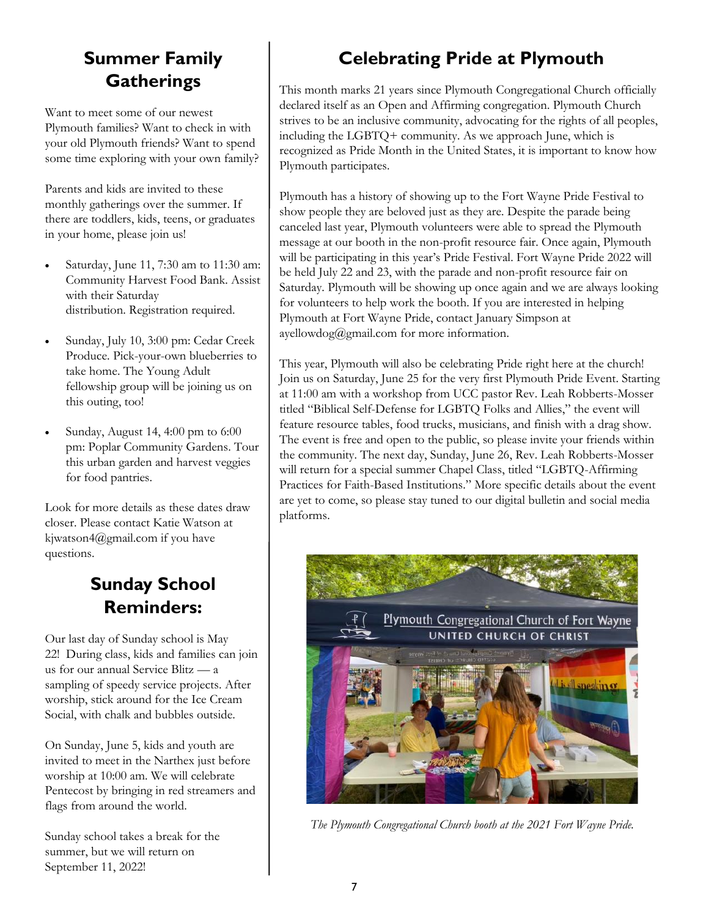## Summer Family Gatherings

Want to meet some of our newest Plymouth families? Want to check in with your old Plymouth friends? Want to spend some time exploring with your own family?

Parents and kids are invited to these monthly gatherings over the summer. If there are toddlers, kids, teens, or graduates in your home, please join us!

- Saturday, June 11, 7:30 am to 11:30 am: Community Harvest Food Bank. Assist with their Saturday distribution. Registration required.
- Sunday, July 10, 3:00 pm: Cedar Creek Produce. Pick-your-own blueberries to take home. The Young Adult fellowship group will be joining us on this outing, too!
- Sunday, August 14, 4:00 pm to 6:00 pm: Poplar Community Gardens. Tour this urban garden and harvest veggies for food pantries.

Look for more details as these dates draw closer. Please contact Katie Watson at kjwatson4@gmail.com if you have questions.

## Sunday School Reminders:

Our last day of Sunday school is May 22! During class, kids and families can join us for our annual Service Blitz — a sampling of speedy service projects. After worship, stick around for the Ice Cream Social, with chalk and bubbles outside.

On Sunday, June 5, kids and youth are invited to meet in the Narthex just before worship at 10:00 am. We will celebrate Pentecost by bringing in red streamers and flags from around the world.

Sunday school takes a break for the summer, but we will return on September 11, 2022!

## Celebrating Pride at Plymouth

This month marks 21 years since Plymouth Congregational Church officially declared itself as an Open and Affirming congregation. Plymouth Church strives to be an inclusive community, advocating for the rights of all peoples, including the LGBTQ+ community. As we approach June, which is recognized as Pride Month in the United States, it is important to know how Plymouth participates.

Plymouth has a history of showing up to the Fort Wayne Pride Festival to show people they are beloved just as they are. Despite the parade being canceled last year, Plymouth volunteers were able to spread the Plymouth message at our booth in the non-profit resource fair. Once again, Plymouth will be participating in this year's Pride Festival. Fort Wayne Pride 2022 will be held July 22 and 23, with the parade and non-profit resource fair on Saturday. Plymouth will be showing up once again and we are always looking for volunteers to help work the booth. If you are interested in helping Plymouth at Fort Wayne Pride, contact January Simpson at ayellowdog@gmail.com for more information.

This year, Plymouth will also be celebrating Pride right here at the church! Join us on Saturday, June 25 for the very first Plymouth Pride Event. Starting at 11:00 am with a workshop from UCC pastor Rev. Leah Robberts-Mosser titled "Biblical Self-Defense for LGBTQ Folks and Allies," the event will feature resource tables, food trucks, musicians, and finish with a drag show. The event is free and open to the public, so please invite your friends within the community. The next day, Sunday, June 26, Rev. Leah Robberts-Mosser will return for a special summer Chapel Class, titled "LGBTQ-Affirming Practices for Faith-Based Institutions." More specific details about the event are yet to come, so please stay tuned to our digital bulletin and social media platforms.

*The Plymouth Congregational Church booth at the 2021 Fort Wayne Pride.*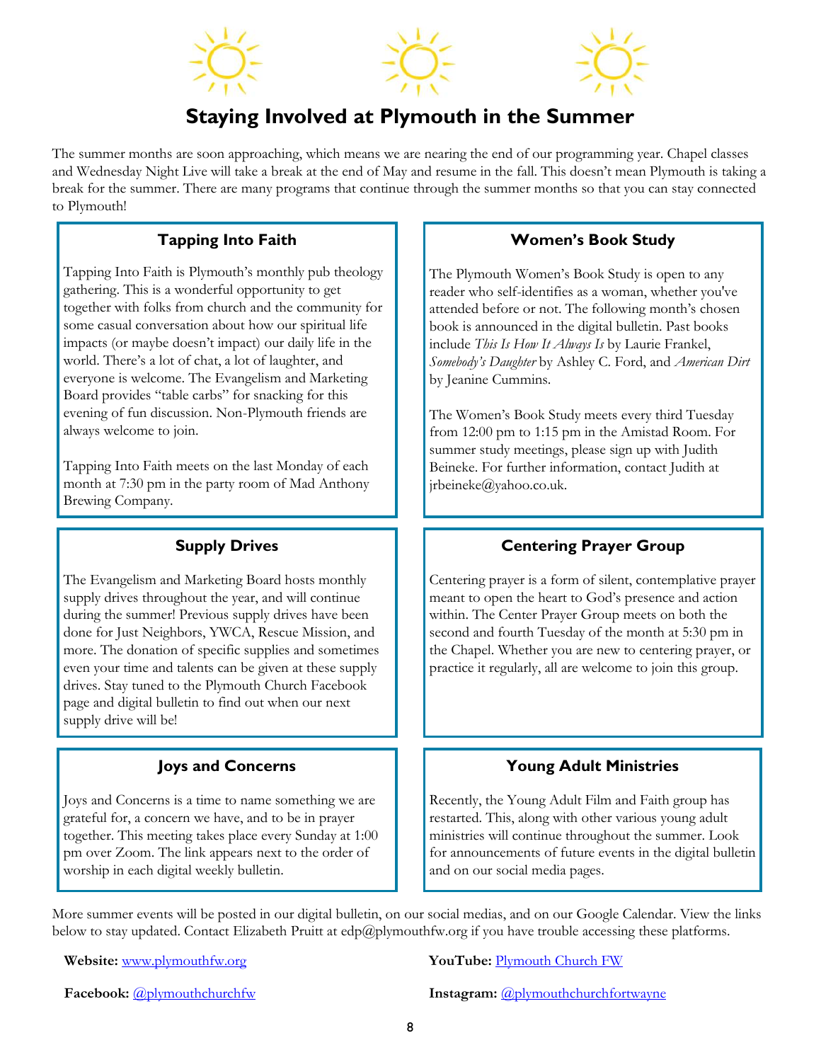# Staying Involved at Plymouth in the Summer

The summer months are soon approaching, which means we are nearing the end of our programming year. Chapel classes and Wednesday Night Live will take a break at the end of May and resume in the fall. This doesn't mean Plymouth is taking a break for the summer. There are many programs that continue through the summer months so that you can stay connected to Plymouth!

## Tapping Into Faith

Tapping Into Faith is Plymouth's monthly pub theology gathering. This is a wonderful opportunity to get together with folks from church and the community for some casual conversation about how our spiritual life impacts (or maybe doesn't impact) our daily life in the world. There's a lot of chat, a lot of laughter, and everyone is welcome. The Evangelism and Marketing Board provides "table carbs" for snacking for this evening of fun discussion. Non-Plymouth friends are always welcome to join.

Tapping Into Faith meets on the last Monday of each month at 7:30 pm in the party room of Mad Anthony Brewing Company.

## Women's Book Study

The Plymouth Women's Book Study is open to any reader who self-identifies as a woman, whether you've attended before or not. The following month's chosen book is announced in the digital bulletin. Past books include *This Is How It Always Is* by Laurie Frankel, *Somebody's Daughter* by Ashley C. Ford, and *American Dirt* by Jeanine Cummins.

The Women's Book Study meets every third Tuesday from 12:00 pm to 1:15 pm in the Amistad Room. For summer study meetings, please sign up with Judith Beineke. For further information, contact Judith at jrbeineke@yahoo.co.uk.

## Supply Drives

The Evangelism and Marketing Board hosts monthly supply drives throughout the year, and will continue during the summer! Previous supply drives have been done for Just Neighbors, YWCA, Rescue Mission, and more. The donation of specific supplies and sometimes even your time and talents can be given at these supply drives. Stay tuned to the Plymouth Church Facebook page and digital bulletin to find out when our next supply drive will be!

## Centering Prayer Group

Centering prayer is a form of silent, contemplative prayer meant to open the heart to God's presence and action within. The Center Prayer Group meets on both the second and fourth Tuesday of the month at 5:30 pm in the Chapel. Whether you are new to centering prayer, or practice it regularly, all are welcome to join this group.

## Joys and Concerns

Joys and Concerns is a time to name something we are grateful for, a concern we have, and to be in prayer together. This meeting takes place every Sunday at 1:00 pm over Zoom. The link appears next to the order of worship in each digital weekly bulletin.

## Young Adult Ministries

Recently, the Young Adult Film and Faith group has restarted. This, along with other various young adult ministries will continue throughout the summer. Look for announcements of future events in the digital bulletin and on our social media pages.

More summer events will be posted in our digital bulletin, on our social medias, and on our Google Calendar. View the links below to stay updated. Contact Elizabeth Pruitt at edp@plymouthfw.org if you have trouble accessing these platforms.

**Website:** www.plymouthfw.org

**YouTube:** Plymouth Church FW

**Facebook:** @plymouthchurchfw

**Instagram:** @plymouthchurchfortwayne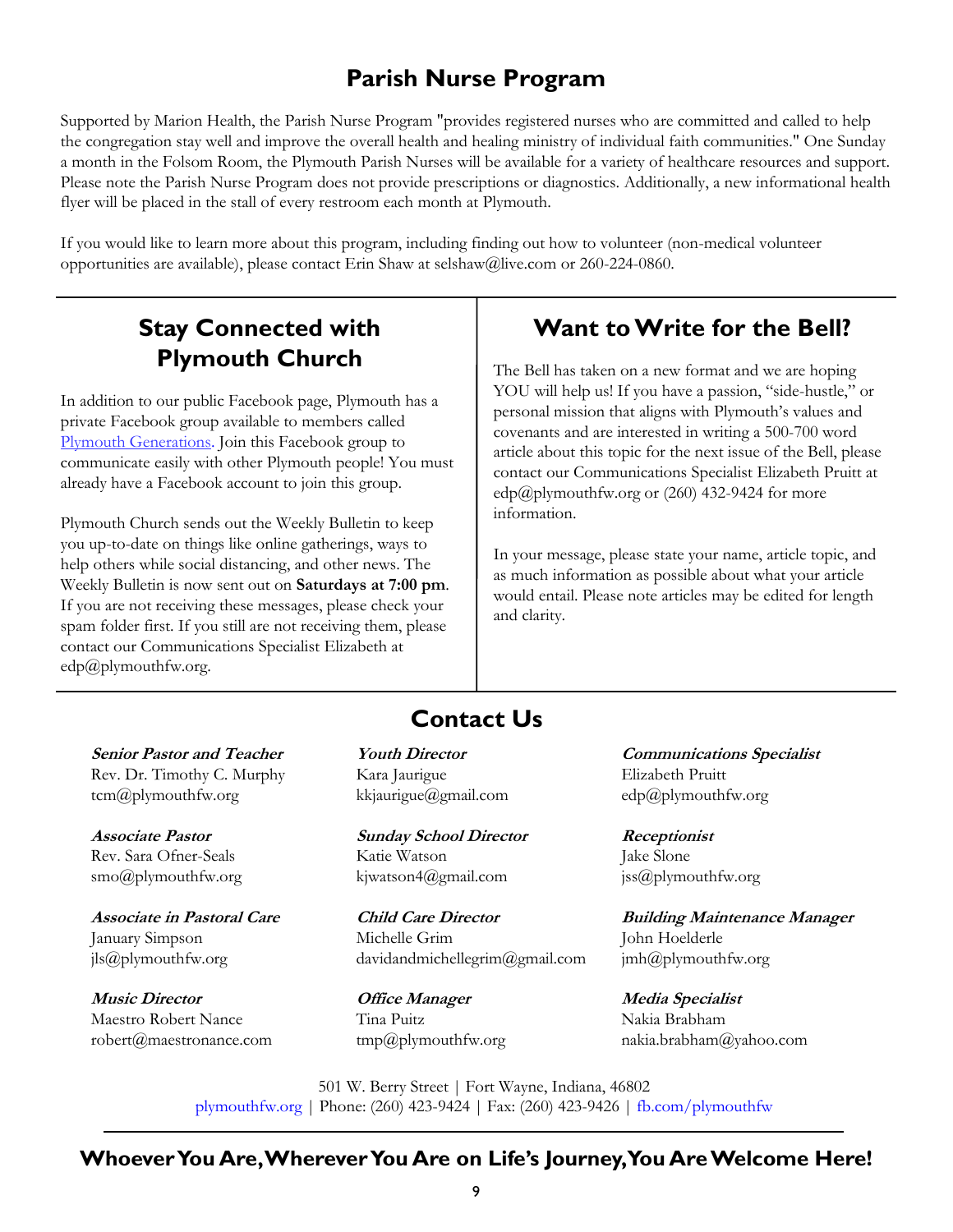## Parish Nurse Program

Supported by Marion Health, the Parish Nurse Program "provides registered nurses who are committed and called to help the congregation stay well and improve the overall health and healing ministry of individual faith communities." One Sunday a month in the Folsom Room, the Plymouth Parish Nurses will be available for a variety of healthcare resources and support. Please note the Parish Nurse Program does not provide prescriptions or diagnostics. Additionally, a new informational health flyer will be placed in the stall of every restroom each month at Plymouth.

If you would like to learn more about this program, including finding out how to volunteer (non-medical volunteer opportunities are available), please contact Erin Shaw at selshaw@live.com or 260-224-0860.

## Stay Connected with Plymouth Church

In addition to our public Facebook page, Plymouth has a private Facebook group available to members called Plymouth Generations. Join this Facebook group to communicate easily with other Plymouth people! You must already have a Facebook account to join this group.

Plymouth Church sends out the Weekly Bulletin to keep you up-to-date on things like online gatherings, ways to help others while social distancing, and other news. The Weekly Bulletin is now sent out on **Saturdays at 7:00 pm**. If you are not receiving these messages, please check your spam folder first. If you still are not receiving them, please contact our Communications Specialist Elizabeth at edp@plymouthfw.org.

## Want to Write for the Bell?

The Bell has taken on a new format and we are hoping YOU will help us! If you have a passion, "side-hustle," or personal mission that aligns with Plymouth's values and covenants and are interested in writing a 500-700 word article about this topic for the next issue of the Bell, please contact our Communications Specialist Elizabeth Pruitt at edp@plymouthfw.org or (260) 432-9424 for more information.

In your message, please state your name, article topic, and as much information as possible about what your article would entail. Please note articles may be edited for length and clarity.

## Contact Us

***Senior Pastor and Teacher***
Rev. Dr. Timothy C. Murphy
tcm@plymouthfw.org

***Associate Pastor***
Rev. Sara Ofner-Seals
smo@plymouthfw.org

***Associate in Pastoral Care***
January Simpson
jls@plymouthfw.org

***Music Director***
Maestro Robert Nance
robert@maestronance.com

***Youth Director***
Kara Jaurigue
kkjaurigue@gmail.com

***Sunday School Director***
Katie Watson
kjwatson4@gmail.com

***Child Care Director***
Michelle Grim
davidandmichellegrim@gmail.com

***Office Manager***
Tina Puitz
tmp@plymouthfw.org

***Communications Specialist***
Elizabeth Pruitt
edp@plymouthfw.org

***Receptionist***
Jake Slone
jss@plymouthfw.org

***Building Maintenance Manager***
John Hoelderle
jmh@plymouthfw.org

***Media Specialist***
Nakia Brabham
nakia.brabham@yahoo.com

501 W. Berry Street | Fort Wayne, Indiana, 46802
plymouthfw.org | Phone: (260) 423-9424 | Fax: (260) 423-9426 | fb.com/plymouthfw

**Whoever You Are, Wherever You Are on Life's Journey, You Are Welcome Here!**